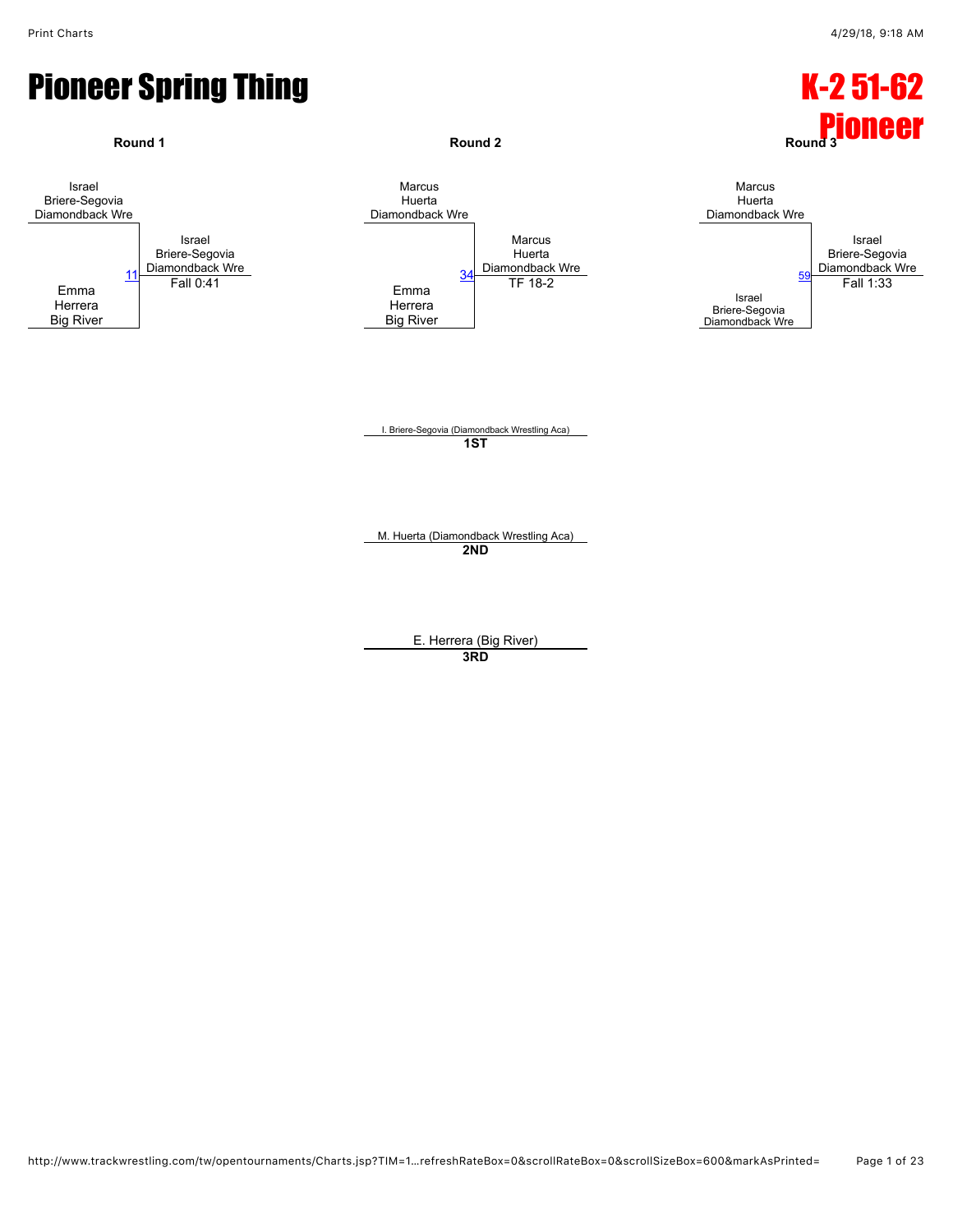# Pioneer Spring Thing

## K-2 51-62 Pioneer

**Round 1**

Israel Briere-Segovia Diamondback Wre

Emma Herrera Big River

11

Israel Briere-Segovia Diamondback Wre
Fall 0:41

**Round 2**

Marcus Huerta Diamondback Wre

Emma Herrera Big River

34

Marcus Huerta Diamondback Wre
TF 18-2

**Round 3**

Marcus Huerta Diamondback Wre

Israel Briere-Segovia Diamondback Wre

59

Israel Briere-Segovia Diamondback Wre
Fall 1:33

I. Briere-Segovia (Diamondback Wrestling Aca)
**1ST**

M. Huerta (Diamondback Wrestling Aca)
**2ND**

E. Herrera (Big River)
**3RD**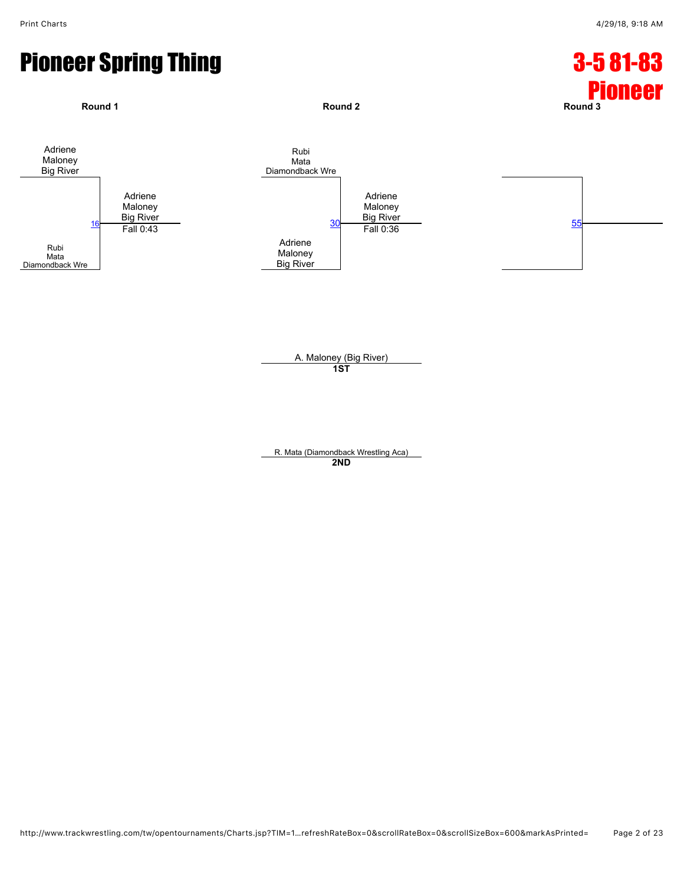# Pioneer Spring Thing

## 3-5 81-83 Pioneer

**Round 1**

Adriene Maloney Big River

16 — Adriene Maloney Big River, Fall 0:43

Rubi Mata Diamondback Wre

**Round 2**

Rubi Mata Diamondback Wre

30 — Adriene Maloney Big River, Fall 0:36

Adriene Maloney Big River

**Round 3**

55

A. Maloney (Big River)
**1ST**

R. Mata (Diamondback Wrestling Aca)
**2ND**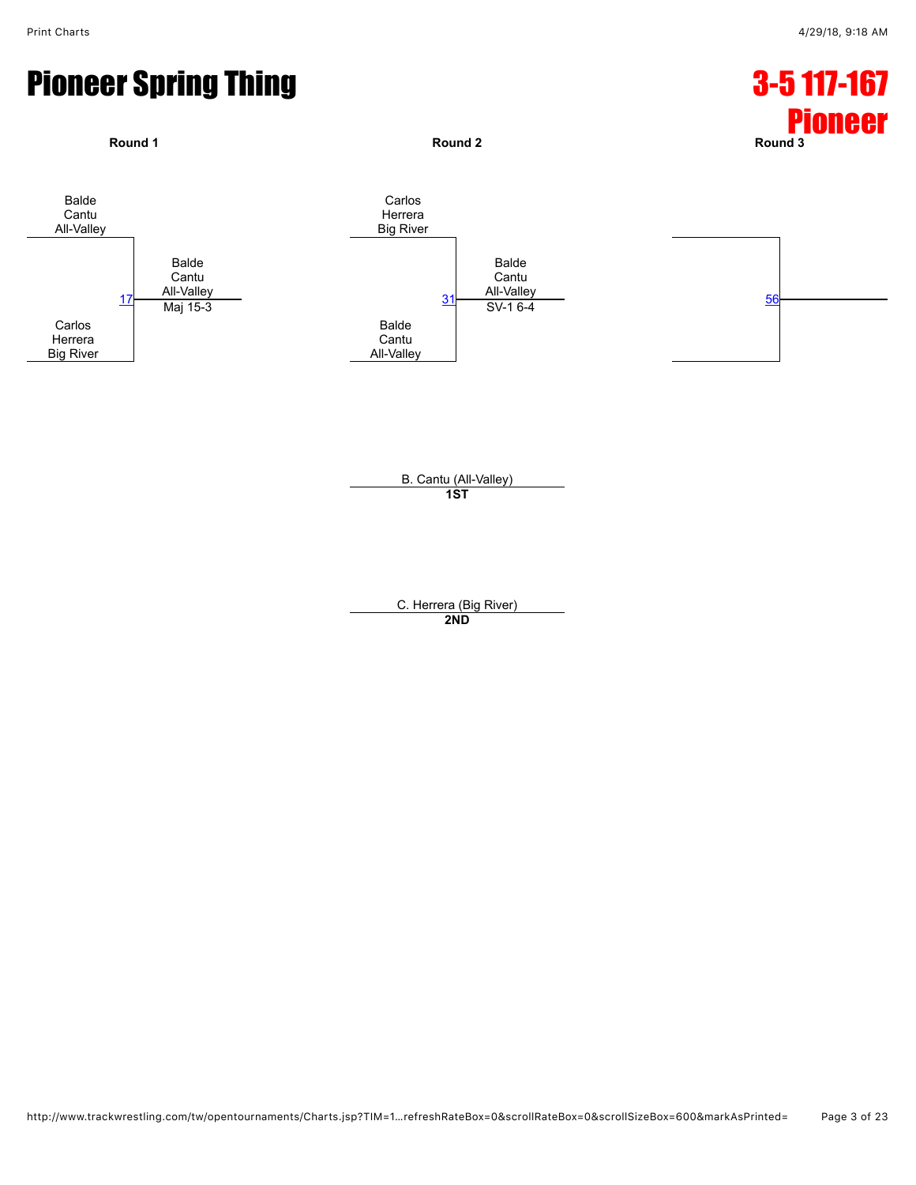# Pioneer Spring Thing

## 3-5 117-167 Pioneer

**Round 1**

Balde Cantu All-Valley

17

Carlos Herrera Big River

Balde Cantu All-Valley
Maj 15-3

**Round 2**

Carlos Herrera Big River

31

Balde Cantu All-Valley

Balde Cantu All-Valley
SV-1 6-4

**Round 3**

56

B. Cantu (All-Valley)
**1ST**

C. Herrera (Big River)
**2ND**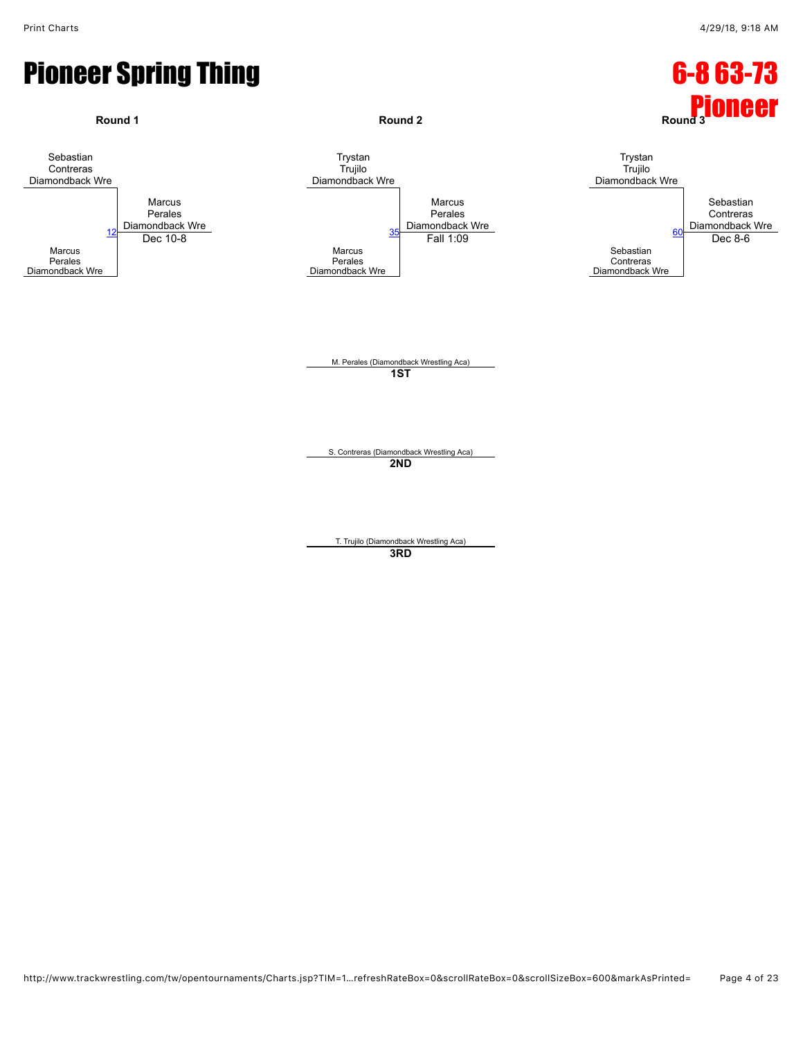# Pioneer Spring Thing

# 6-8 63-73 Pioneer

### Round 1

Sebastian Contreras, Diamondback Wre

Marcus Perales, Diamondback Wre

Match 12 — Winner: Marcus Perales, Diamondback Wre — Dec 10-8

### Round 2

Trystan Trujilo, Diamondback Wre

Marcus Perales, Diamondback Wre

Match 35 — Winner: Marcus Perales, Diamondback Wre — Fall 1:09

### Round 3

Trystan Trujilo, Diamondback Wre

Sebastian Contreras, Diamondback Wre

Match 60 — Winner: Sebastian Contreras, Diamondback Wre — Dec 8-6

M. Perales (Diamondback Wrestling Aca)
**1ST**

S. Contreras (Diamondback Wrestling Aca)
**2ND**

T. Trujilo (Diamondback Wrestling Aca)
**3RD**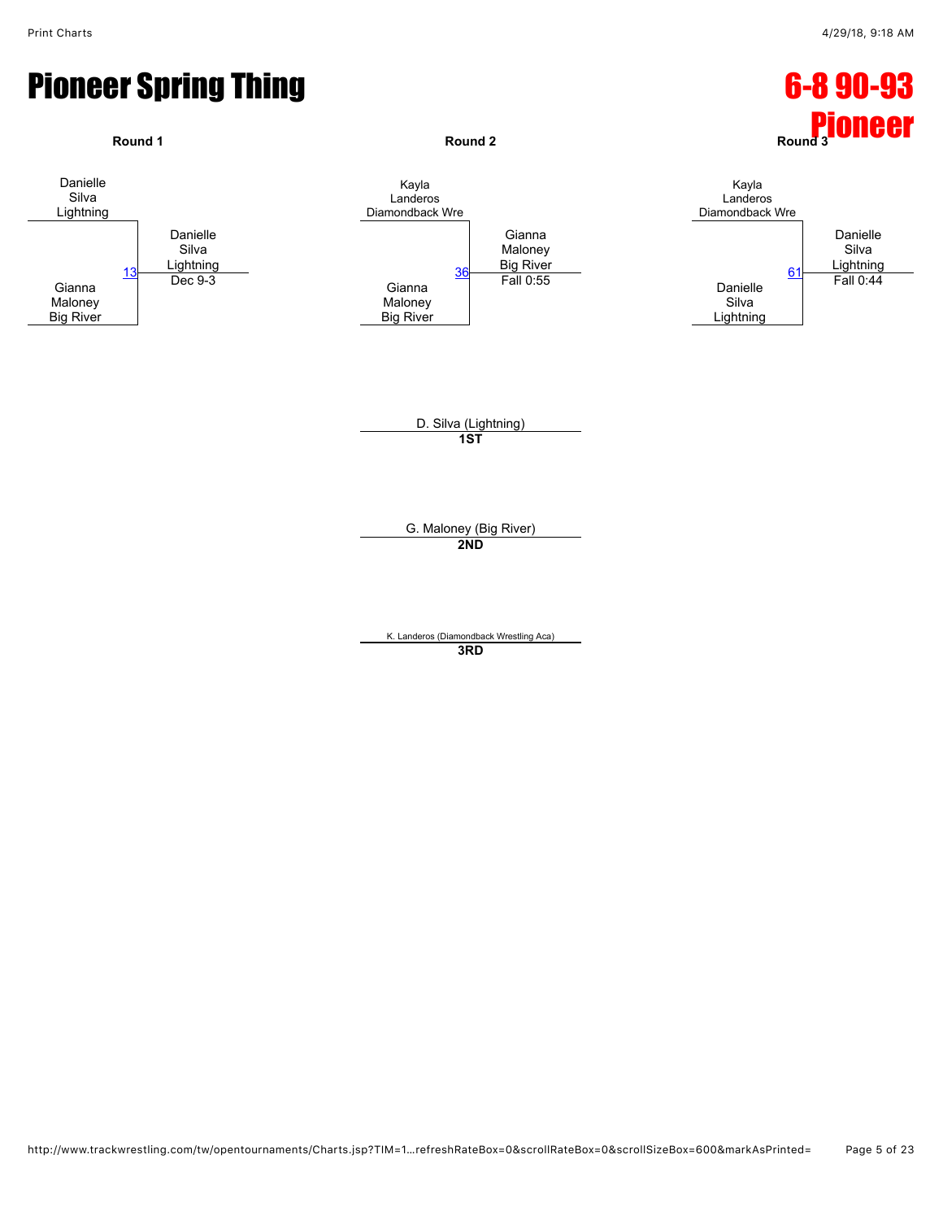# Pioneer Spring Thing

## 6-8 90-93 Pioneer

### Round 1

Danielle Silva, Lightning
vs.
Gianna Maloney, Big River

Match 13: **Danielle Silva, Lightning** — Dec 9-3

### Round 2

Kayla Landeros, Diamondback Wre
vs.
Gianna Maloney, Big River

Match 36: **Gianna Maloney, Big River** — Fall 0:55

### Round 3

Kayla Landeros, Diamondback Wre
vs.
Danielle Silva, Lightning

Match 61: **Danielle Silva, Lightning** — Fall 0:44

---

**1ST**: D. Silva (Lightning)

**2ND**: G. Maloney (Big River)

**3RD**: K. Landeros (Diamondback Wrestling Aca)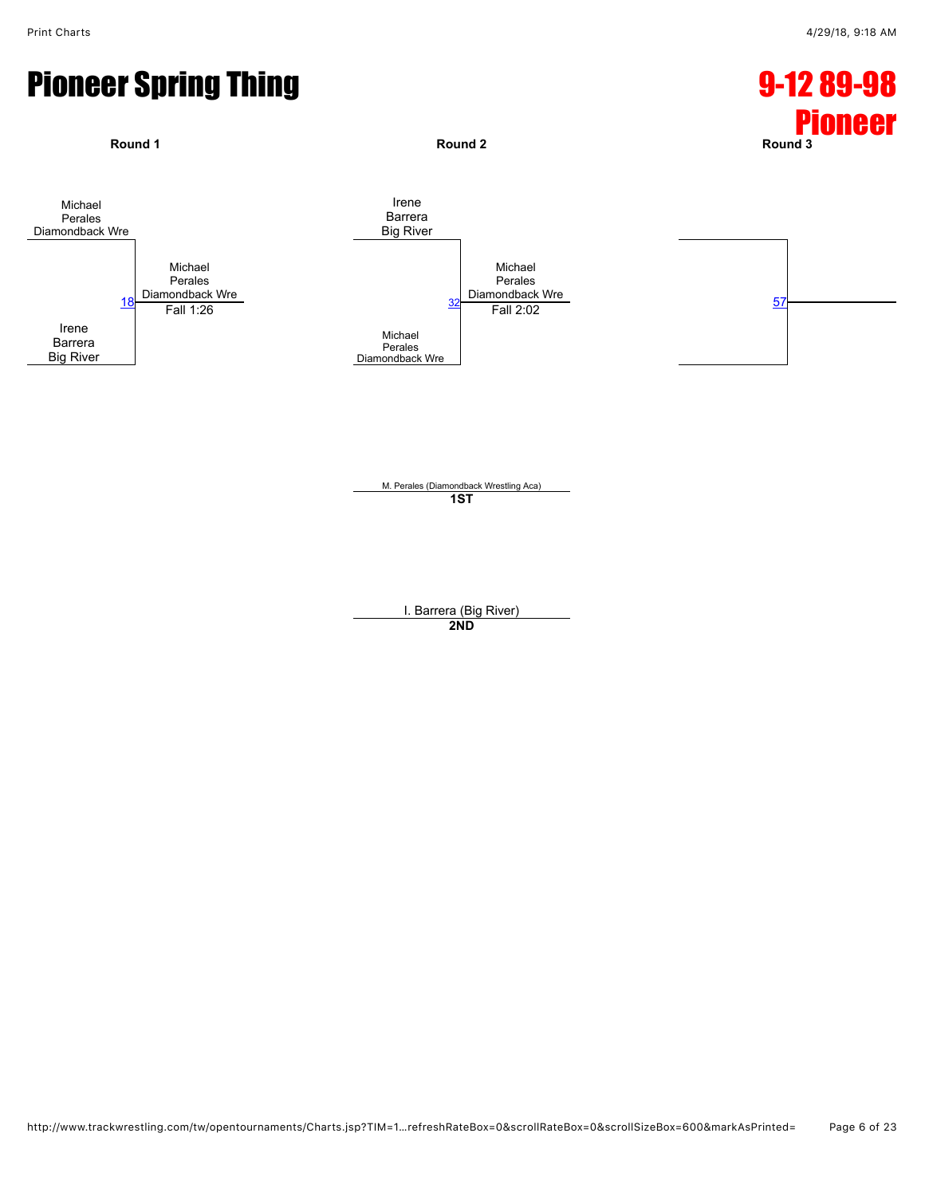# Pioneer Spring Thing

## 9-12 89-98 Pioneer

Round 1

Michael Perales Diamondback Wre

18

Michael Perales Diamondback Wre
Fall 1:26

Irene Barrera Big River

Round 2

Irene Barrera Big River

32

Michael Perales Diamondback Wre
Fall 2:02

Michael Perales Diamondback Wre

Round 3

57

M. Perales (Diamondback Wrestling Aca)
**1ST**

I. Barrera (Big River)
**2ND**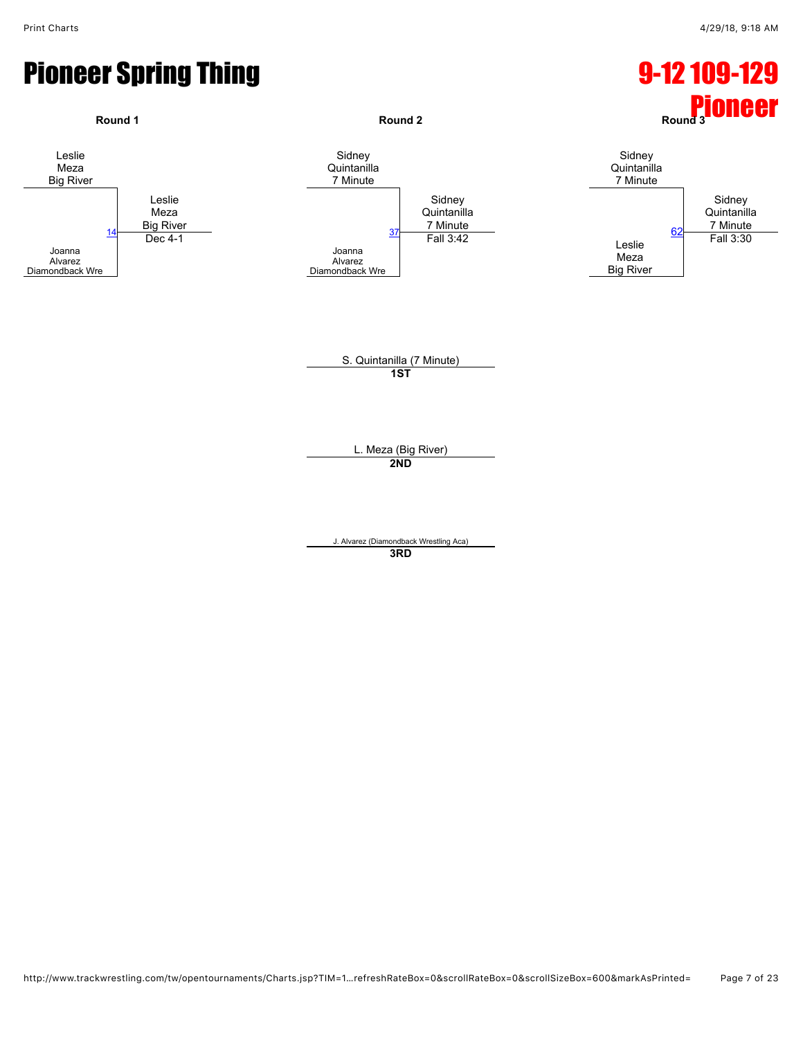# Pioneer Spring Thing

## 9-12 109-129 Pioneer

**Round 1**

Leslie
Meza
Big River

14

Joanna
Alvarez
Diamondback Wre

Leslie
Meza
Big River
Dec 4-1

**Round 2**

Sidney
Quintanilla
7 Minute

37

Joanna
Alvarez
Diamondback Wre

Sidney
Quintanilla
7 Minute
Fall 3:42

**Round 3**

Sidney
Quintanilla
7 Minute

62

Leslie
Meza
Big River

Sidney
Quintanilla
7 Minute
Fall 3:30

S. Quintanilla (7 Minute)
**1ST**

L. Meza (Big River)
**2ND**

J. Alvarez (Diamondback Wrestling Aca)
**3RD**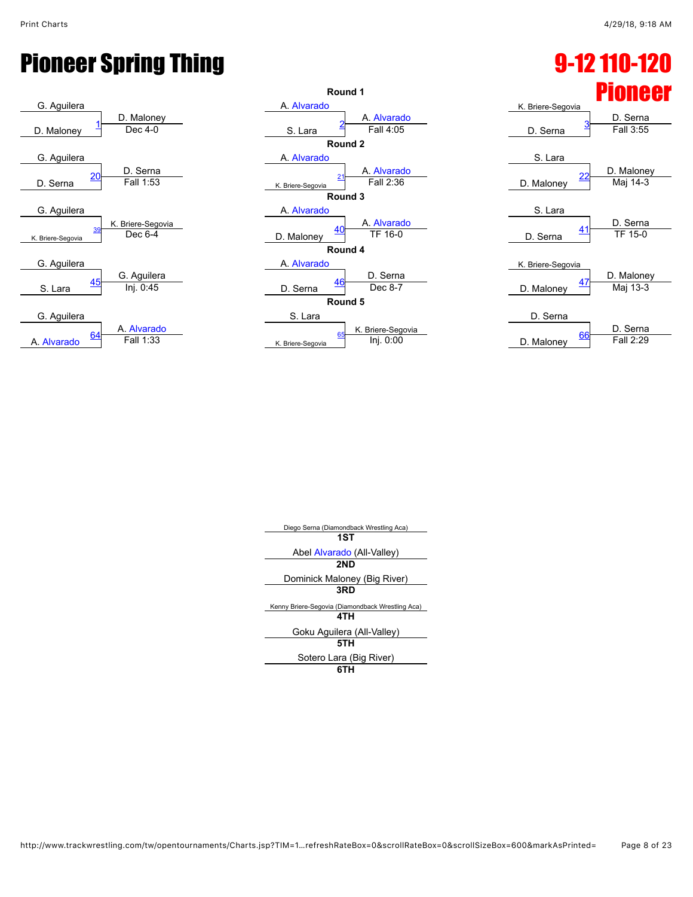# Pioneer Spring Thing

## 9-12 110-120 Pioneer

### Round 1

| Wrestler 1 | Wrestler 2 | Bout | Winner | Result |
|---|---|---|---|---|
| G. Aguilera | D. Maloney | 1 | D. Maloney | Dec 4-0 |
| A. Alvarado | S. Lara | 2 | A. Alvarado | Fall 4:05 |
| K. Briere-Segovia | D. Serna | 3 | D. Serna | Fall 3:55 |

### Round 2

| Wrestler 1 | Wrestler 2 | Bout | Winner | Result |
|---|---|---|---|---|
| G. Aguilera | D. Serna | 20 | D. Serna | Fall 1:53 |
| A. Alvarado | K. Briere-Segovia | 21 | A. Alvarado | Fall 2:36 |
| S. Lara | D. Maloney | 22 | D. Maloney | Maj 14-3 |

### Round 3

| Wrestler 1 | Wrestler 2 | Bout | Winner | Result |
|---|---|---|---|---|
| G. Aguilera | K. Briere-Segovia | 39 | K. Briere-Segovia | Dec 6-4 |
| A. Alvarado | D. Maloney | 40 | A. Alvarado | TF 16-0 |
| S. Lara | D. Serna | 41 | D. Serna | TF 15-0 |

### Round 4

| Wrestler 1 | Wrestler 2 | Bout | Winner | Result |
|---|---|---|---|---|
| G. Aguilera | S. Lara | 45 | G. Aguilera | Inj. 0:45 |
| A. Alvarado | D. Serna | 46 | D. Serna | Dec 8-7 |
| K. Briere-Segovia | D. Maloney | 47 | D. Maloney | Maj 13-3 |

### Round 5

| Wrestler 1 | Wrestler 2 | Bout | Winner | Result |
|---|---|---|---|---|
| G. Aguilera | A. Alvarado | 64 | A. Alvarado | Fall 1:33 |
| S. Lara | K. Briere-Segovia | 65 | K. Briere-Segovia | Inj. 0:00 |
| D. Serna | D. Maloney | 66 | D. Serna | Fall 2:29 |

### Placements

| Place | Wrestler |
|---|---|
| 1ST | Diego Serna (Diamondback Wrestling Aca) |
| 2ND | Abel Alvarado (All-Valley) |
| 3RD | Dominick Maloney (Big River) |
| 4TH | Kenny Briere-Segovia (Diamondback Wrestling Aca) |
| 5TH | Goku Aguilera (All-Valley) |
| 6TH | Sotero Lara (Big River) |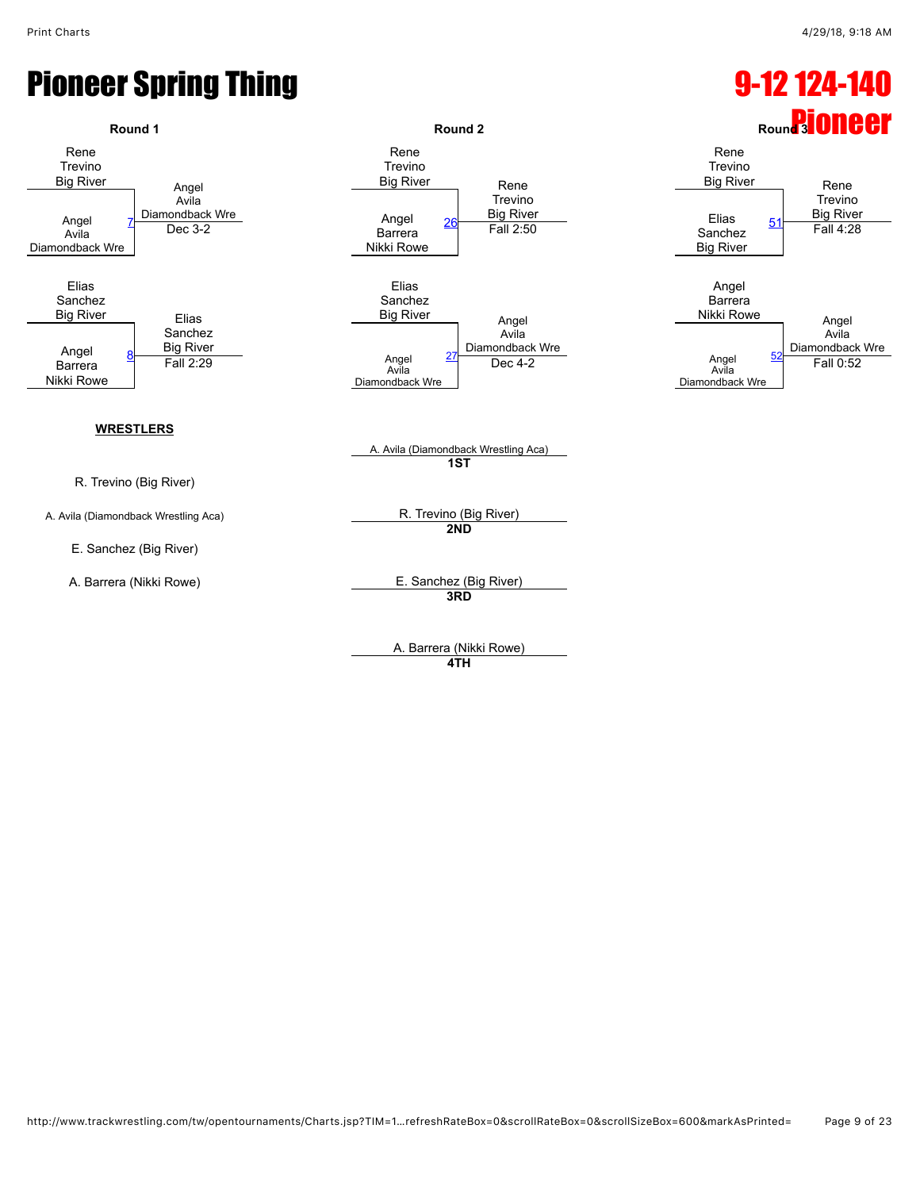# Pioneer Spring Thing

## 9-12 124-140 Pioneer

### Round 1

Rene Trevino Big River
Angel Avila Diamondback Wre — 7
Winner: Angel Avila Diamondback Wre — Dec 3-2

Elias Sanchez Big River
Angel Barrera Nikki Rowe — 8
Winner: Elias Sanchez Big River — Fall 2:29

### Round 2

Rene Trevino Big River
Angel Barrera Nikki Rowe — 26
Winner: Rene Trevino Big River — Fall 2:50

Elias Sanchez Big River
Angel Avila Diamondback Wre — 27
Winner: Angel Avila Diamondback Wre — Dec 4-2

### Round 3

Rene Trevino Big River
Elias Sanchez Big River — 51
Winner: Rene Trevino Big River — Fall 4:28

Angel Barrera Nikki Rowe
Angel Avila Diamondback Wre — 52
Winner: Angel Avila Diamondback Wre — Fall 0:52

**WRESTLERS**

R. Trevino (Big River)

A. Avila (Diamondback Wrestling Aca)

E. Sanchez (Big River)

A. Barrera (Nikki Rowe)

A. Avila (Diamondback Wrestling Aca)
**1ST**

R. Trevino (Big River)
**2ND**

E. Sanchez (Big River)
**3RD**

A. Barrera (Nikki Rowe)
**4TH**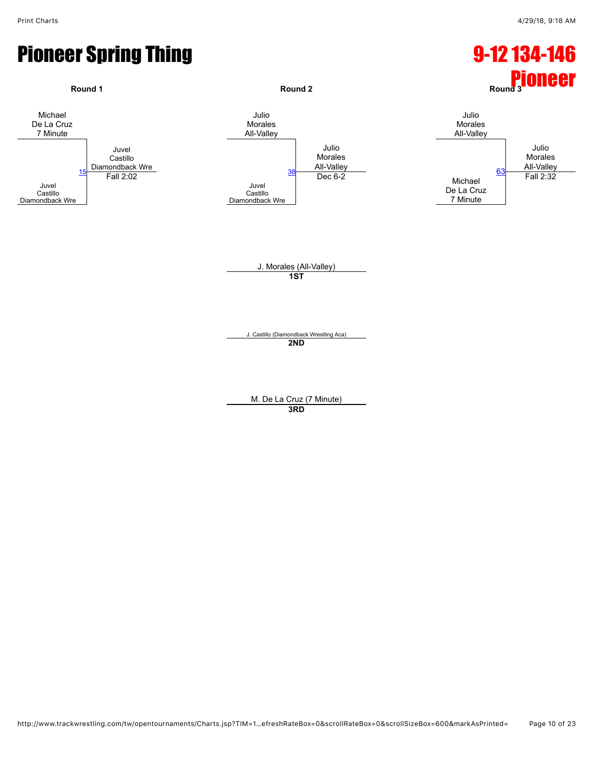# Pioneer Spring Thing

## 9-12 134-146 Pioneer

**Round 1**

Michael De La Cruz
7 Minute

15

Juvel Castillo
Diamondback Wre

Juvel Castillo
Diamondback Wre
Fall 2:02

**Round 2**

Julio Morales
All-Valley

38

Juvel Castillo
Diamondback Wre

Julio Morales
All-Valley
Dec 6-2

**Round 3**

Julio Morales
All-Valley

63

Michael De La Cruz
7 Minute

Julio Morales
All-Valley
Fall 2:32

J. Morales (All-Valley)
**1ST**

J. Castillo (Diamondback Wrestling Aca)
**2ND**

M. De La Cruz (7 Minute)
**3RD**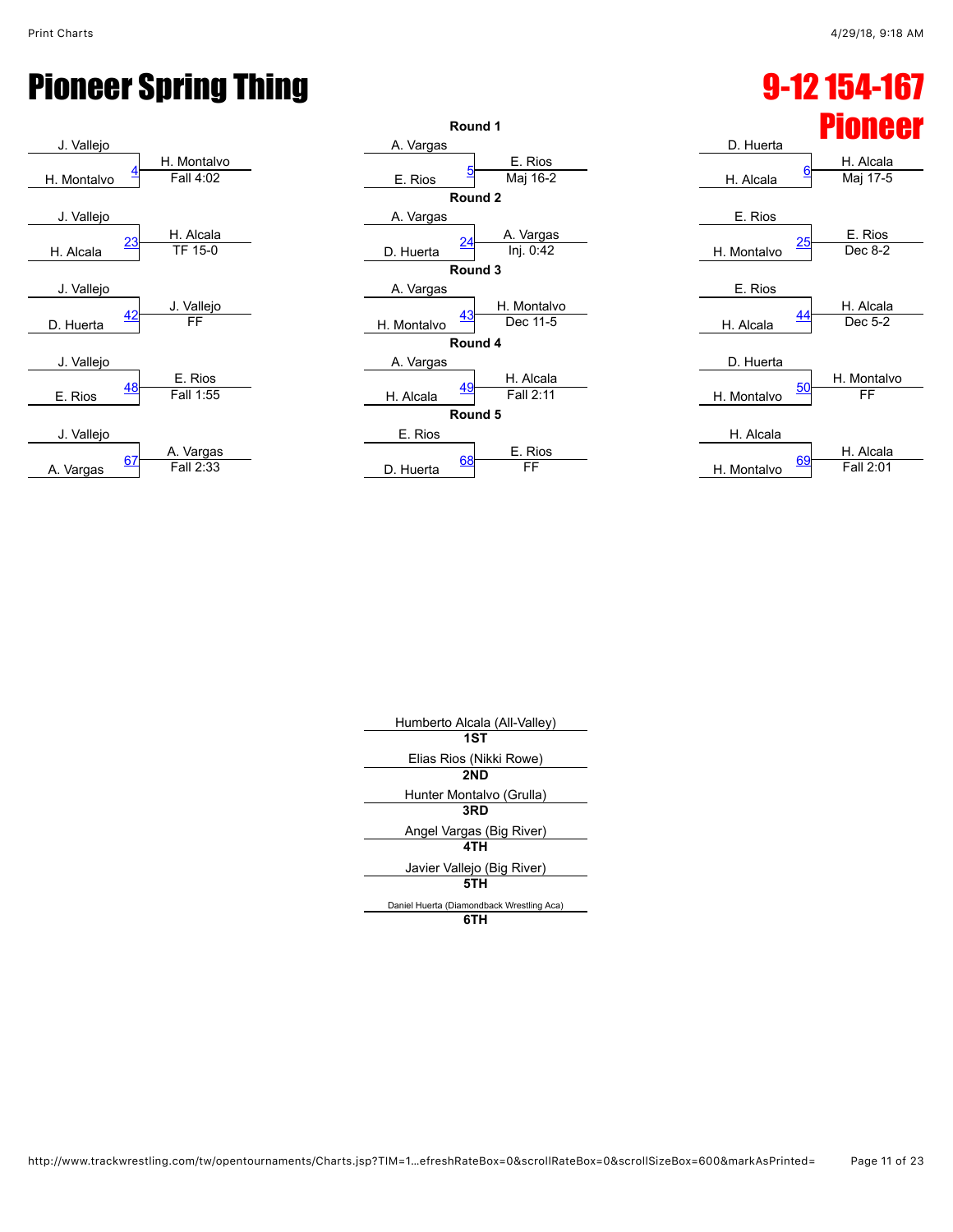# Pioneer Spring Thing

## 9-12 154-167 Pioneer

### Round 1

J. Vallejo
H. Montalvo
4
H. Montalvo
Fall 4:02

A. Vargas
E. Rios
5
E. Rios
Maj 16-2

D. Huerta
H. Alcala
6
H. Alcala
Maj 17-5

### Round 2

J. Vallejo
H. Alcala
23
H. Alcala
TF 15-0

A. Vargas
D. Huerta
24
A. Vargas
Inj. 0:42

E. Rios
H. Montalvo
25
E. Rios
Dec 8-2

### Round 3

J. Vallejo
D. Huerta
42
J. Vallejo
FF

A. Vargas
H. Montalvo
43
H. Montalvo
Dec 11-5

E. Rios
H. Alcala
44
H. Alcala
Dec 5-2

### Round 4

J. Vallejo
E. Rios
48
E. Rios
Fall 1:55

A. Vargas
H. Alcala
49
H. Alcala
Fall 2:11

D. Huerta
H. Montalvo
50
H. Montalvo
FF

### Round 5

J. Vallejo
A. Vargas
67
A. Vargas
Fall 2:33

E. Rios
D. Huerta
68
E. Rios
FF

H. Alcala
H. Montalvo
69
H. Alcala
Fall 2:01

Humberto Alcala (All-Valley)
**1ST**

Elias Rios (Nikki Rowe)
**2ND**

Hunter Montalvo (Grulla)
**3RD**

Angel Vargas (Big River)
**4TH**

Javier Vallejo (Big River)
**5TH**

Daniel Huerta (Diamondback Wrestling Aca)
**6TH**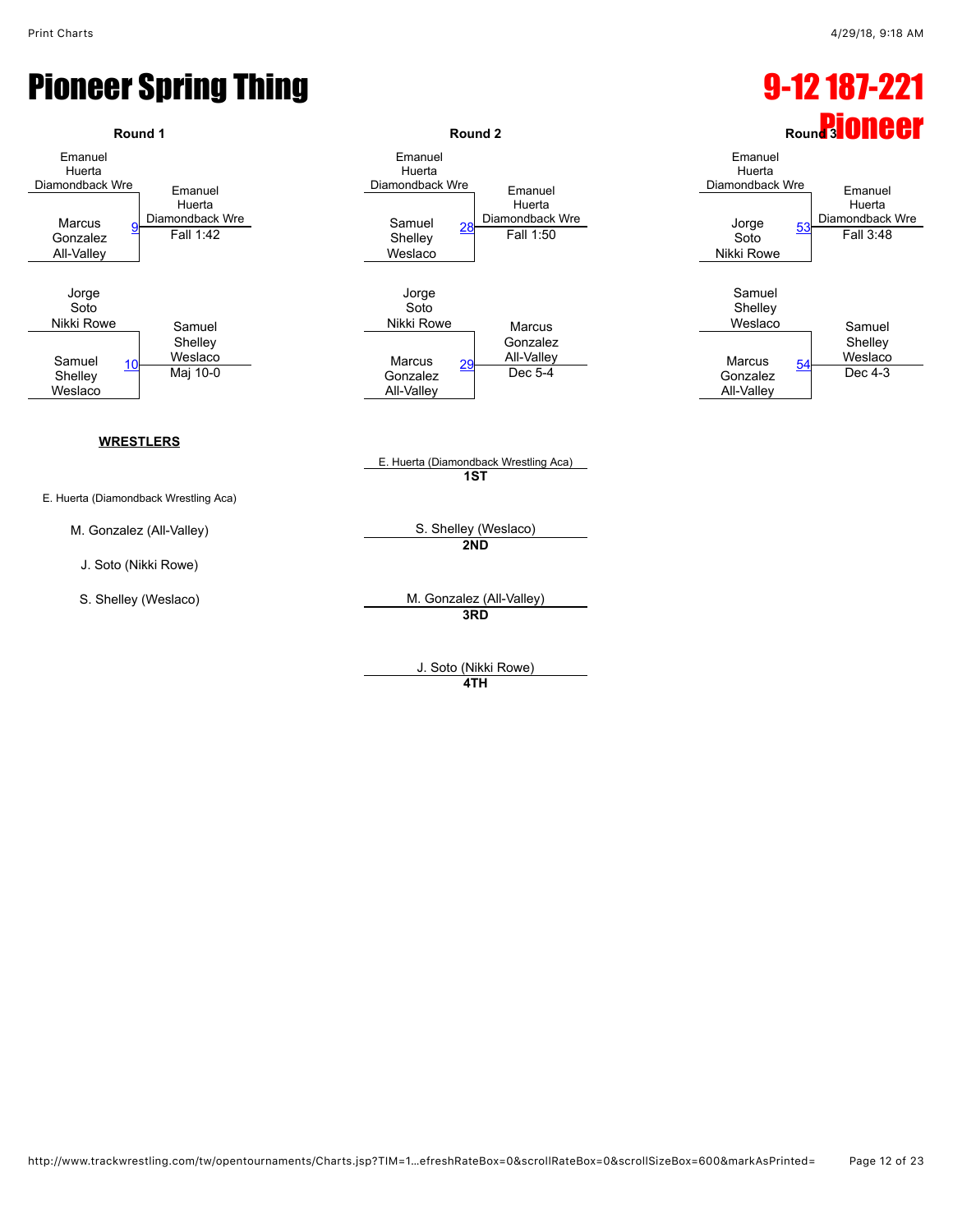# Pioneer Spring Thing

## 9-12 187-221 Pioneer

### Round 1

Emanuel Huerta Diamondback Wre

Marcus Gonzalez All-Valley

9

Emanuel Huerta Diamondback Wre
Fall 1:42

Jorge Soto Nikki Rowe

Samuel Shelley Weslaco

10

Samuel Shelley Weslaco
Maj 10-0

### Round 2

Emanuel Huerta Diamondback Wre

Samuel Shelley Weslaco

28

Emanuel Huerta Diamondback Wre
Fall 1:50

Jorge Soto Nikki Rowe

Marcus Gonzalez All-Valley

29

Marcus Gonzalez All-Valley
Dec 5-4

### Round 3

Emanuel Huerta Diamondback Wre

Jorge Soto Nikki Rowe

53

Emanuel Huerta Diamondback Wre
Fall 3:48

Samuel Shelley Weslaco

Marcus Gonzalez All-Valley

54

Samuel Shelley Weslaco
Dec 4-3

**WRESTLERS**

E. Huerta (Diamondback Wrestling Aca)

M. Gonzalez (All-Valley)

J. Soto (Nikki Rowe)

S. Shelley (Weslaco)

E. Huerta (Diamondback Wrestling Aca)
**1ST**

S. Shelley (Weslaco)
**2ND**

M. Gonzalez (All-Valley)
**3RD**

J. Soto (Nikki Rowe)
**4TH**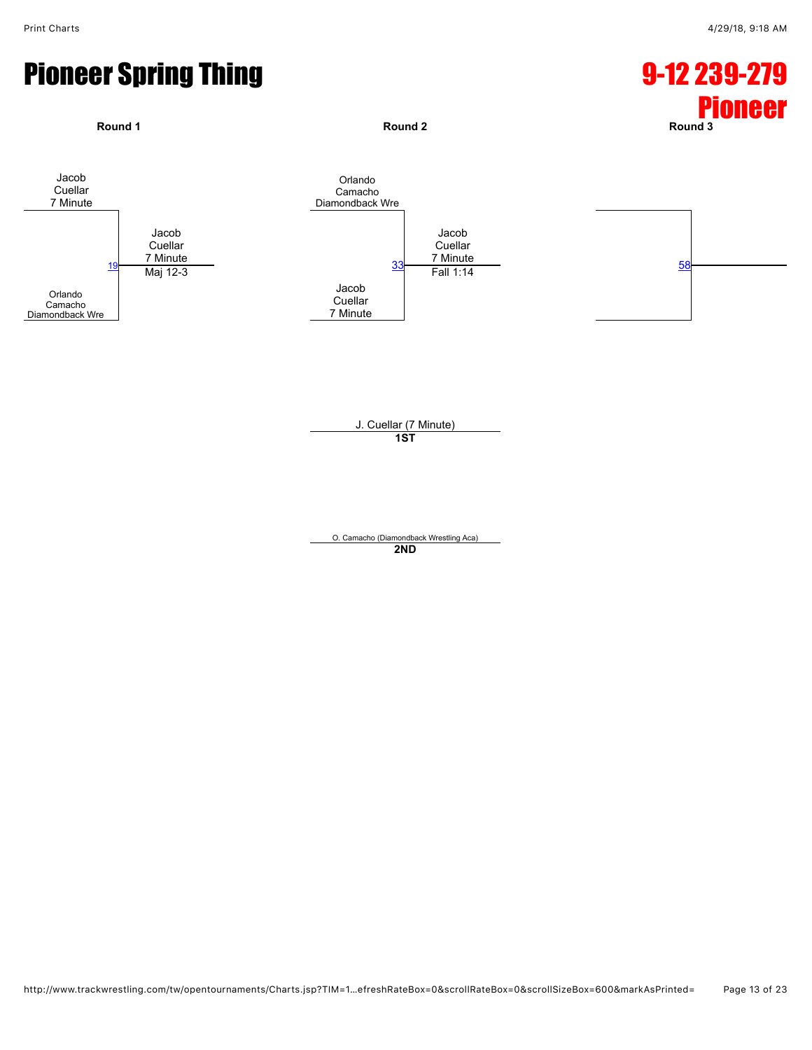# Pioneer Spring Thing

## 9-12 239-279 Pioneer

**Round 1**

Jacob Cuellar
7 Minute

19

Jacob Cuellar
7 Minute
Maj 12-3

Orlando Camacho
Diamondback Wre

**Round 2**

Orlando Camacho
Diamondback Wre

33

Jacob Cuellar
7 Minute
Fall 1:14

Jacob Cuellar
7 Minute

**Round 3**

58

J. Cuellar (7 Minute)
**1ST**

O. Camacho (Diamondback Wrestling Aca)
**2ND**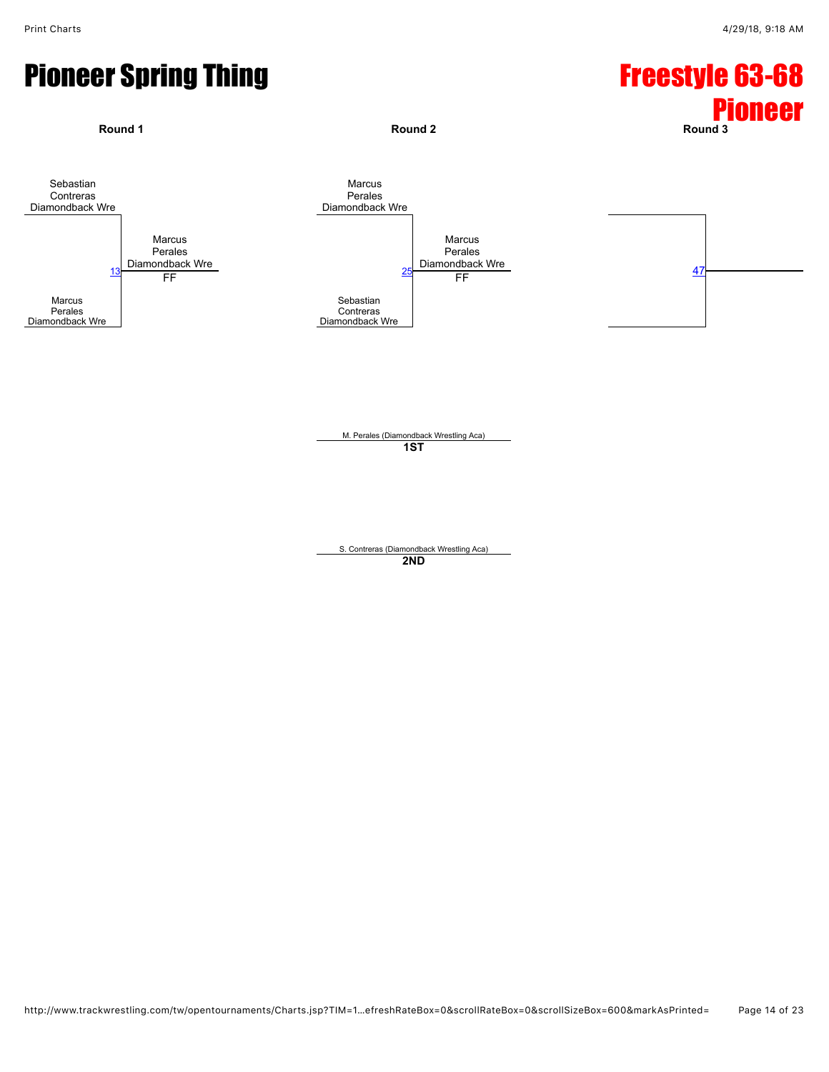# Pioneer Spring Thing

# Freestyle 63-68 Pioneer

**Round 1**

Sebastian Contreras Diamondback Wre

13

Marcus Perales Diamondback Wre

Marcus Perales Diamondback Wre
FF

**Round 2**

Marcus Perales Diamondback Wre

25

Sebastian Contreras Diamondback Wre

Marcus Perales Diamondback Wre
FF

**Round 3**

47

M. Perales (Diamondback Wrestling Aca)
**1ST**

S. Contreras (Diamondback Wrestling Aca)
**2ND**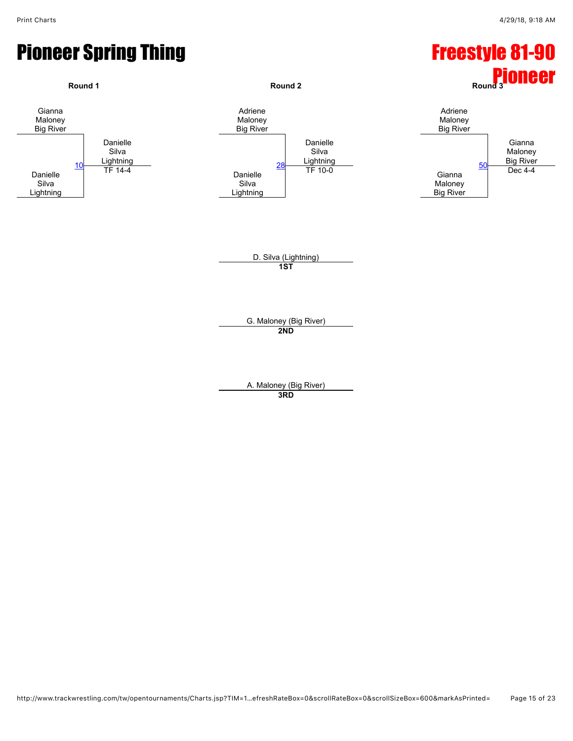# Pioneer Spring Thing

# Freestyle 81-90 Pioneer

**Round 1**

Gianna Maloney Big River

Danielle Silva Lightning

10

Danielle Silva Lightning
TF 14-4

**Round 2**

Adriene Maloney Big River

Danielle Silva Lightning

28

Danielle Silva Lightning
TF 10-0

**Round 3**

Adriene Maloney Big River

Gianna Maloney Big River

50

Gianna Maloney Big River
Dec 4-4

D. Silva (Lightning)
**1ST**

G. Maloney (Big River)
**2ND**

A. Maloney (Big River)
**3RD**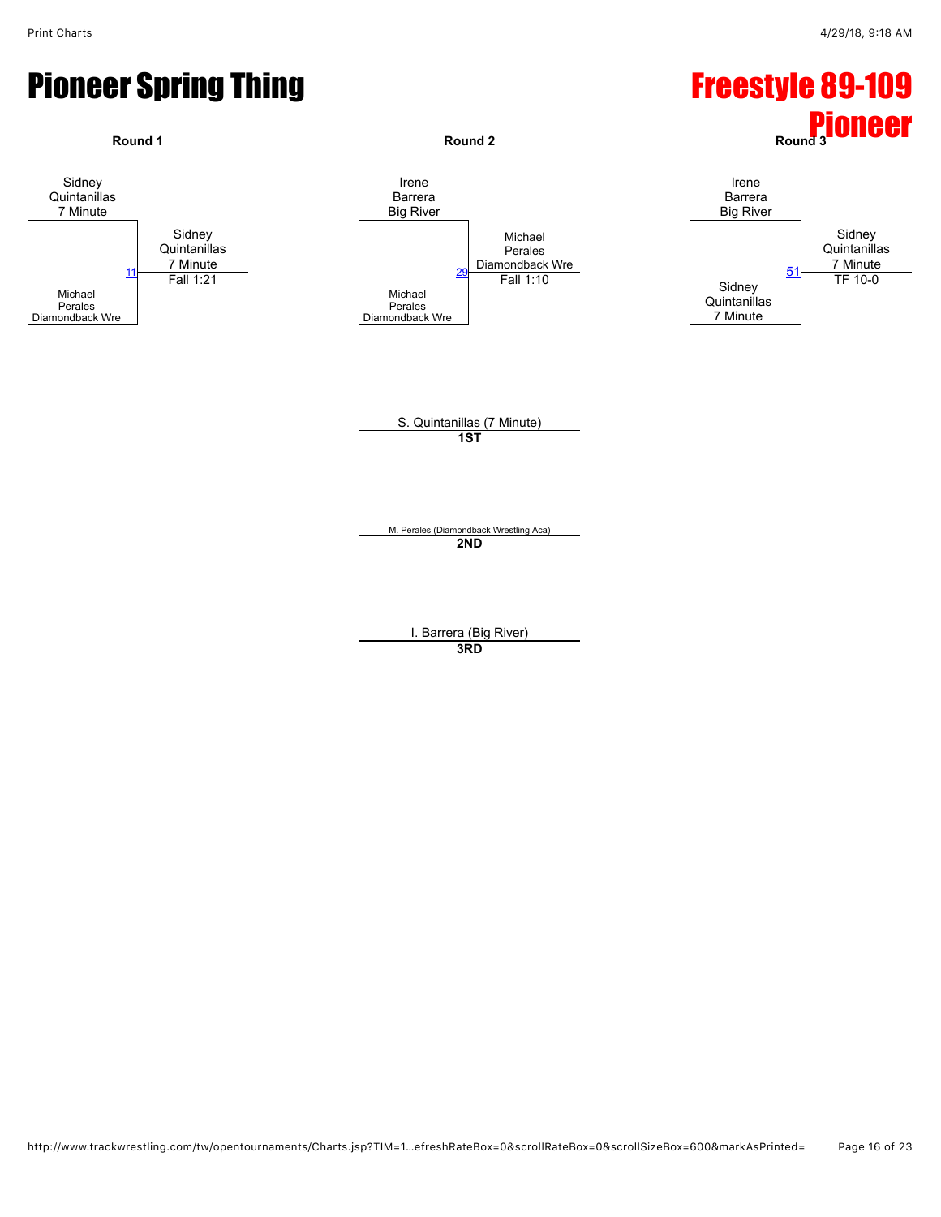# Pioneer Spring Thing

## Freestyle 89-109 Pioneer

**Round 1**

Sidney Quintanillas
7 Minute

11

Michael Perales
Diamondback Wre

Sidney Quintanillas
7 Minute
Fall 1:21

**Round 2**

Irene Barrera
Big River

29

Michael Perales
Diamondback Wre

Michael Perales
Diamondback Wre
Fall 1:10

**Round 3**

Irene Barrera
Big River

51

Sidney Quintanillas
7 Minute

Sidney Quintanillas
7 Minute
TF 10-0

S. Quintanillas (7 Minute)
**1ST**

M. Perales (Diamondback Wrestling Aca)
**2ND**

I. Barrera (Big River)
**3RD**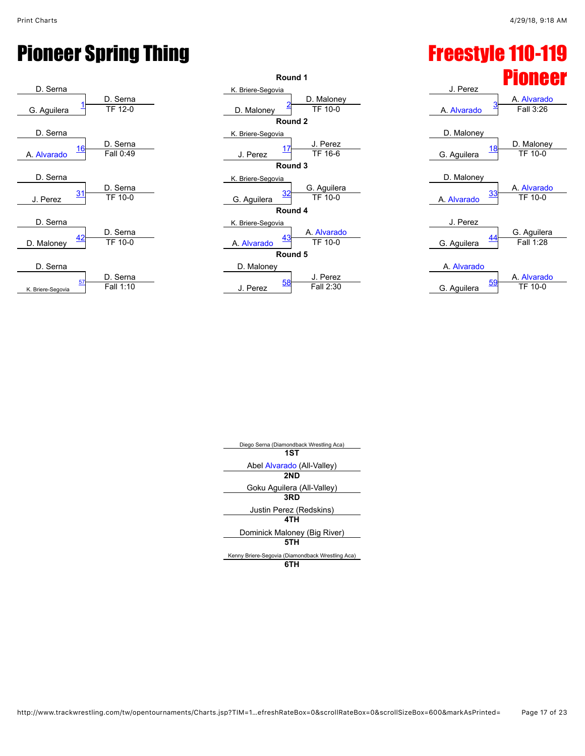# Pioneer Spring Thing

# Freestyle 110-119 Pioneer

## Round 1

D. Serna
G. Aguilera
1
D. Serna
TF 12-0

K. Briere-Segovia
D. Maloney
2
D. Maloney
TF 10-0

J. Perez
A. Alvarado
3
A. Alvarado
Fall 3:26

## Round 2

D. Serna
A. Alvarado
16
D. Serna
Fall 0:49

K. Briere-Segovia
J. Perez
17
J. Perez
TF 16-6

D. Maloney
G. Aguilera
18
D. Maloney
TF 10-0

## Round 3

D. Serna
J. Perez
31
D. Serna
TF 10-0

K. Briere-Segovia
G. Aguilera
32
G. Aguilera
TF 10-0

D. Maloney
A. Alvarado
33
A. Alvarado
TF 10-0

## Round 4

D. Serna
D. Maloney
42
D. Serna
TF 10-0

K. Briere-Segovia
A. Alvarado
43
A. Alvarado
TF 10-0

J. Perez
G. Aguilera
44
G. Aguilera
Fall 1:28

## Round 5

D. Serna
K. Briere-Segovia
57
D. Serna
Fall 1:10

D. Maloney
J. Perez
58
J. Perez
Fall 2:30

A. Alvarado
G. Aguilera
59
A. Alvarado
TF 10-0

---

Diego Serna (Diamondback Wrestling Aca)
**1ST**

Abel Alvarado (All-Valley)
**2ND**

Goku Aguilera (All-Valley)
**3RD**

Justin Perez (Redskins)
**4TH**

Dominick Maloney (Big River)
**5TH**

Kenny Briere-Segovia (Diamondback Wrestling Aca)
**6TH**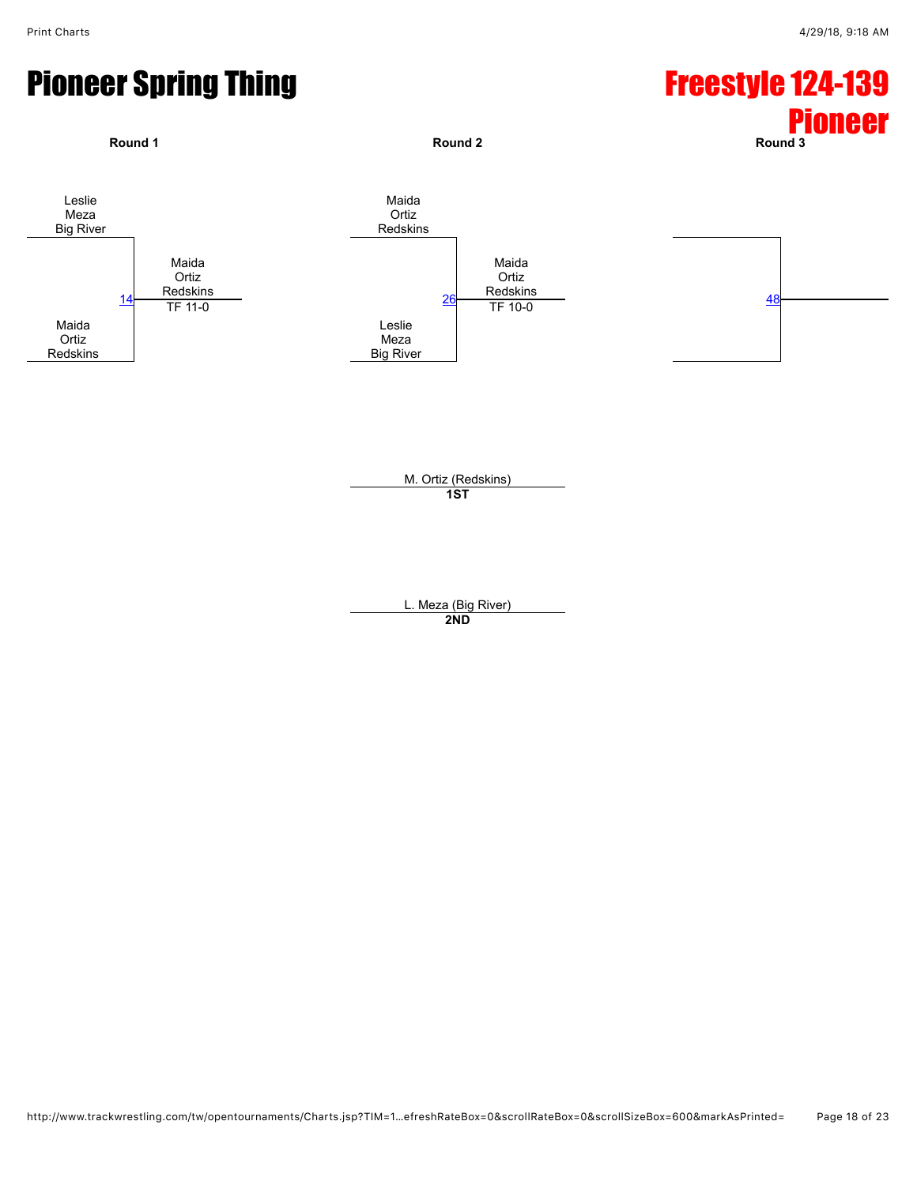# Pioneer Spring Thing

## Freestyle 124-139 Pioneer

**Round 1**

Leslie
Meza
Big River

14

Maida
Ortiz
Redskins

Maida
Ortiz
Redskins
TF 11-0

**Round 2**

Maida
Ortiz
Redskins

26

Leslie
Meza
Big River

Maida
Ortiz
Redskins
TF 10-0

**Round 3**

48

M. Ortiz (Redskins)
**1ST**

L. Meza (Big River)
**2ND**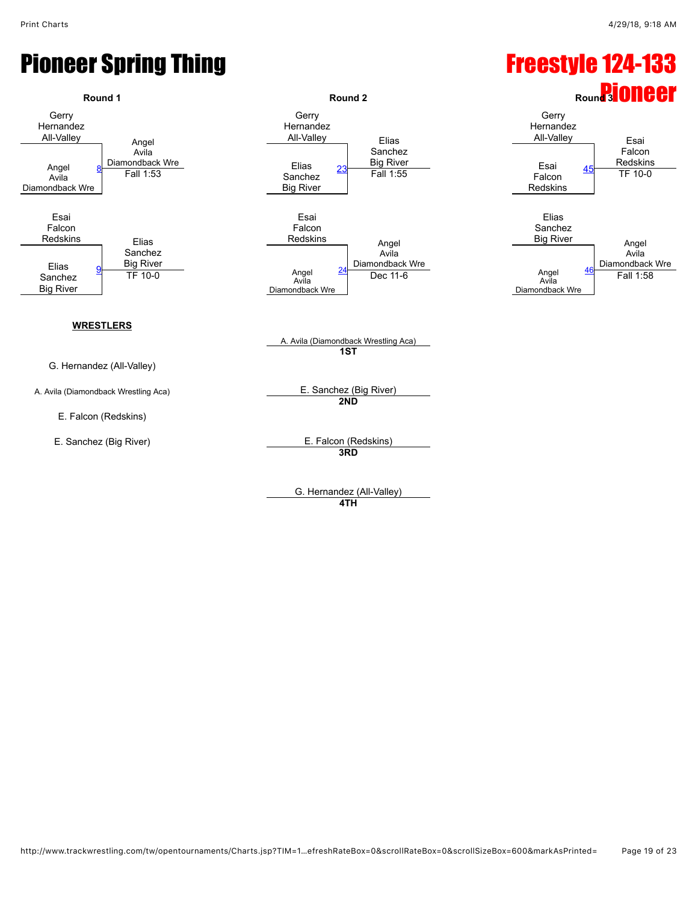# Pioneer Spring Thing

## Freestyle 124-133 Pioneer

### Round 1

Gerry Hernandez All-Valley

Angel Avila Diamondback Wre

8

Angel Avila Diamondback Wre
Fall 1:53

Esai Falcon Redskins

Elias Sanchez Big River

9

Elias Sanchez Big River
TF 10-0

### Round 2

Gerry Hernandez All-Valley

Elias Sanchez Big River

23

Elias Sanchez Big River
Fall 1:55

Esai Falcon Redskins

Angel Avila Diamondback Wre

24

Angel Avila Diamondback Wre
Dec 11-6

### Round 3

Gerry Hernandez All-Valley

Esai Falcon Redskins

45

Esai Falcon Redskins
TF 10-0

Elias Sanchez Big River

Angel Avila Diamondback Wre

46

Angel Avila Diamondback Wre
Fall 1:58

**WRESTLERS**

G. Hernandez (All-Valley)

A. Avila (Diamondback Wrestling Aca)

E. Falcon (Redskins)

E. Sanchez (Big River)

A. Avila (Diamondback Wrestling Aca)
**1ST**

E. Sanchez (Big River)
**2ND**

E. Falcon (Redskins)
**3RD**

G. Hernandez (All-Valley)
**4TH**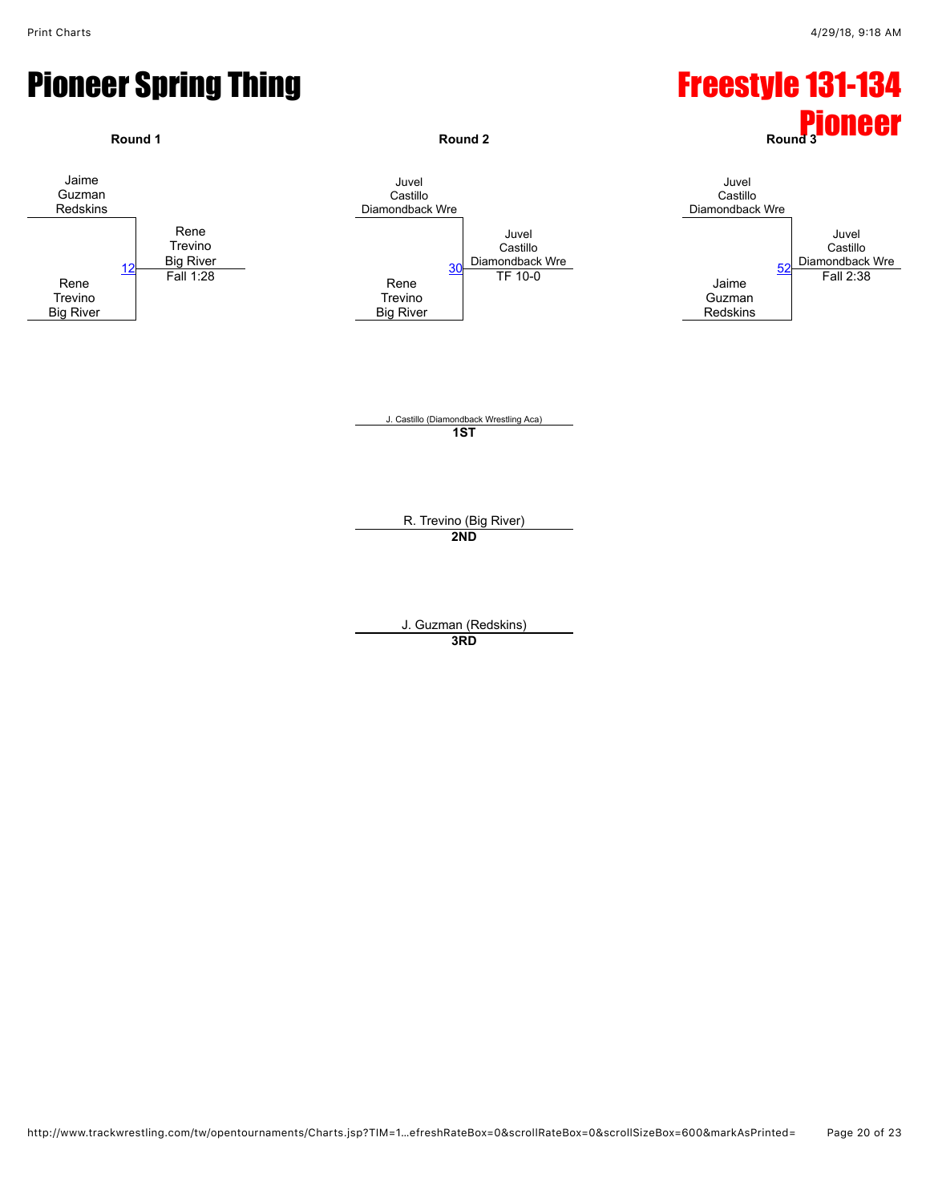# Pioneer Spring Thing

# Freestyle 131-134 Pioneer

**Round 1**

Jaime
Guzman
Redskins

12

Rene
Trevino
Big River

Rene
Trevino
Big River
Fall 1:28

**Round 2**

Juvel
Castillo
Diamondback Wre

30

Rene
Trevino
Big River

Juvel
Castillo
Diamondback Wre
TF 10-0

**Round 3**

Juvel
Castillo
Diamondback Wre

52

Jaime
Guzman
Redskins

Juvel
Castillo
Diamondback Wre
Fall 2:38

J. Castillo (Diamondback Wrestling Aca)
**1ST**

R. Trevino (Big River)
**2ND**

J. Guzman (Redskins)
**3RD**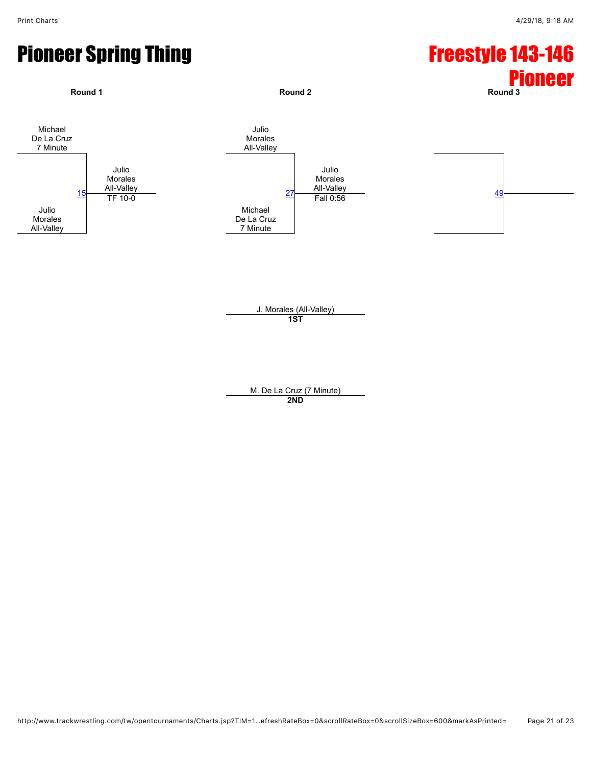# Pioneer Spring Thing

## Freestyle 143-146 Pioneer

**Round 1**

Michael De La Cruz 7 Minute

15

Julio Morales All-Valley TF 10-0

Julio Morales All-Valley

**Round 2**

Julio Morales All-Valley

27

Julio Morales All-Valley Fall 0:56

Michael De La Cruz 7 Minute

**Round 3**

49

J. Morales (All-Valley)
**1ST**

M. De La Cruz (7 Minute)
**2ND**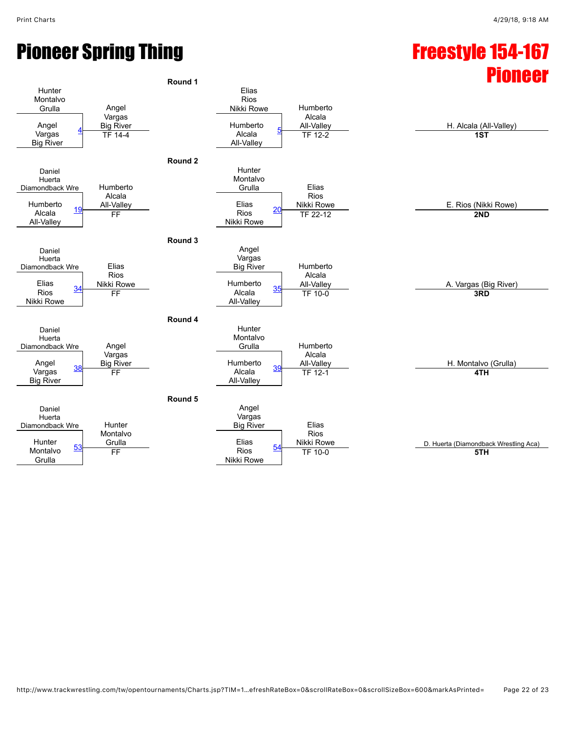# Pioneer Spring Thing

# Freestyle 154-167 Pioneer

**Round 1**

Hunter Montalvo Grulla vs. Angel Vargas Big River — Match 4 — Winner: Angel Vargas Big River, TF 14-4

Elias Rios Nikki Rowe vs. Humberto Alcala All-Valley — Match 5 — Winner: Humberto Alcala All-Valley, TF 12-2

**Round 2**

Daniel Huerta Diamondback Wre vs. Humberto Alcala All-Valley — Match 19 — Winner: Humberto Alcala All-Valley, FF

Hunter Montalvo Grulla vs. Elias Rios Nikki Rowe — Match 20 — Winner: Elias Rios Nikki Rowe, TF 22-12

**Round 3**

Daniel Huerta Diamondback Wre vs. Elias Rios Nikki Rowe — Match 34 — Winner: Elias Rios Nikki Rowe, FF

Angel Vargas Big River vs. Humberto Alcala All-Valley — Match 35 — Winner: Humberto Alcala All-Valley, TF 10-0

**Round 4**

Daniel Huerta Diamondback Wre vs. Angel Vargas Big River — Match 38 — Winner: Angel Vargas Big River, FF

Hunter Montalvo Grulla vs. Humberto Alcala All-Valley — Match 39 — Winner: Humberto Alcala All-Valley, TF 12-1

**Round 5**

Daniel Huerta Diamondback Wre vs. Hunter Montalvo Grulla — Match 53 — Winner: Hunter Montalvo Grulla, FF

Angel Vargas Big River vs. Elias Rios Nikki Rowe — Match 54 — Winner: Elias Rios Nikki Rowe, TF 10-0

**Placements**

H. Alcala (All-Valley) — **1ST**

E. Rios (Nikki Rowe) — **2ND**

A. Vargas (Big River) — **3RD**

H. Montalvo (Grulla) — **4TH**

D. Huerta (Diamondback Wrestling Aca) — **5TH**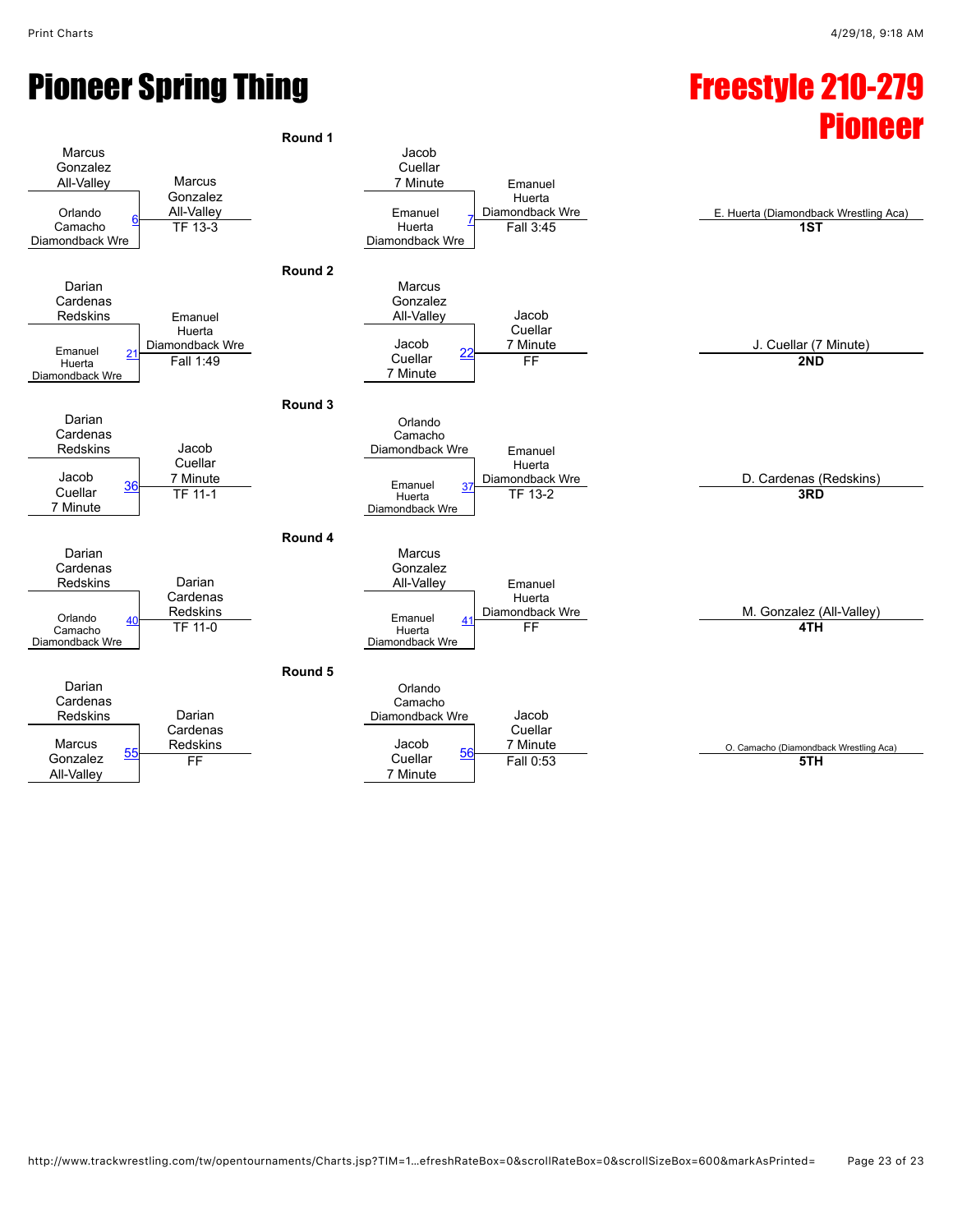# Pioneer Spring Thing

## Freestyle 210-279 Pioneer

### Round 1

Marcus Gonzalez All-Valley
Orlando Camacho Diamondback Wre — 6
Winner: Marcus Gonzalez All-Valley — TF 13-3

Jacob Cuellar 7 Minute
Emanuel Huerta Diamondback Wre — 7
Winner: Emanuel Huerta Diamondback Wre — Fall 3:45

### Round 2

Darian Cardenas Redskins
Emanuel Huerta Diamondback Wre — 21
Winner: Emanuel Huerta Diamondback Wre — Fall 1:49

Marcus Gonzalez All-Valley
Jacob Cuellar 7 Minute — 22
Winner: Jacob Cuellar 7 Minute — FF

### Round 3

Darian Cardenas Redskins
Jacob Cuellar 7 Minute — 36
Winner: Jacob Cuellar 7 Minute — TF 11-1

Orlando Camacho Diamondback Wre
Emanuel Huerta Diamondback Wre — 37
Winner: Emanuel Huerta Diamondback Wre — TF 13-2

### Round 4

Darian Cardenas Redskins
Orlando Camacho Diamondback Wre — 40
Winner: Darian Cardenas Redskins — TF 11-0

Marcus Gonzalez All-Valley
Emanuel Huerta Diamondback Wre — 41
Winner: Emanuel Huerta Diamondback Wre — FF

### Round 5

Darian Cardenas Redskins
Marcus Gonzalez All-Valley — 55
Winner: Darian Cardenas Redskins — FF

Orlando Camacho Diamondback Wre
Jacob Cuellar 7 Minute — 56
Winner: Jacob Cuellar 7 Minute — Fall 0:53

### Placements

E. Huerta (Diamondback Wrestling Aca) — **1ST**

J. Cuellar (7 Minute) — **2ND**

D. Cardenas (Redskins) — **3RD**

M. Gonzalez (All-Valley) — **4TH**

O. Camacho (Diamondback Wrestling Aca) — **5TH**